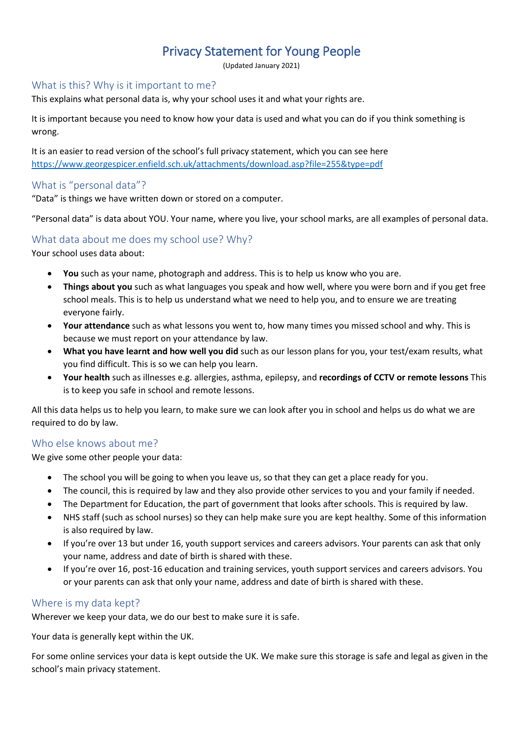# Privacy Statement for Young People

(Updated January 2021)

## What is this? Why is it important to me?

This explains what personal data is, why your school uses it and what your rights are.

It is important because you need to know how your data is used and what you can do if you think something is wrong.

It is an easier to read version of the school's full privacy statement, which you can see here https://www.georgespicer.enfield.sch.uk/attachments/download.asp?file=255&type=pdf

## What is "personal data"?

"Data" is things we have written down or stored on a computer.

"Personal data" is data about YOU. Your name, where you live, your school marks, are all examples of personal data.

## What data about me does my school use? Why?

Your school uses data about:

- **You** such as your name, photograph and address. This is to help us know who you are.
- **Things about you** such as what languages you speak and how well, where you were born and if you get free school meals. This is to help us understand what we need to help you, and to ensure we are treating everyone fairly.
- **Your attendance** such as what lessons you went to, how many times you missed school and why. This is because we must report on your attendance by law.
- **What you have learnt and how well you did** such as our lesson plans for you, your test/exam results, what you find difficult. This is so we can help you learn.
- **Your health** such as illnesses e.g. allergies, asthma, epilepsy, and **recordings of CCTV or remote lessons** This is to keep you safe in school and remote lessons.

All this data helps us to help you learn, to make sure we can look after you in school and helps us do what we are required to do by law.

## Who else knows about me?

We give some other people your data:

- The school you will be going to when you leave us, so that they can get a place ready for you.
- The council, this is required by law and they also provide other services to you and your family if needed.
- The Department for Education, the part of government that looks after schools. This is required by law.
- NHS staff (such as school nurses) so they can help make sure you are kept healthy. Some of this information is also required by law.
- If you're over 13 but under 16, youth support services and careers advisors. Your parents can ask that only your name, address and date of birth is shared with these.
- If you're over 16, post-16 education and training services, youth support services and careers advisors. You or your parents can ask that only your name, address and date of birth is shared with these.

## Where is my data kept?

Wherever we keep your data, we do our best to make sure it is safe.

Your data is generally kept within the UK.

For some online services your data is kept outside the UK. We make sure this storage is safe and legal as given in the school's main privacy statement.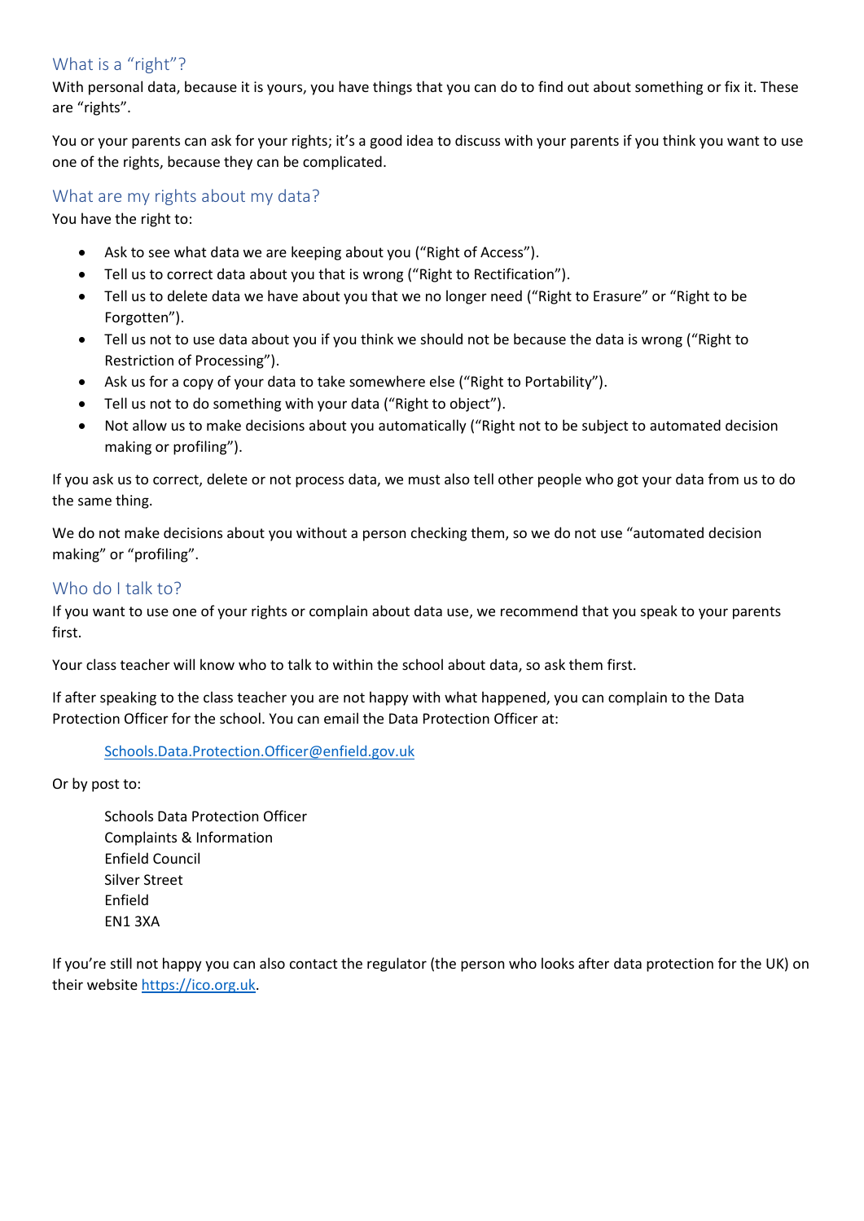## What is a "right"?

With personal data, because it is yours, you have things that you can do to find out about something or fix it. These are "rights".

You or your parents can ask for your rights; it's a good idea to discuss with your parents if you think you want to use one of the rights, because they can be complicated.

## What are my rights about my data?

You have the right to:

- Ask to see what data we are keeping about you ("Right of Access").
- Tell us to correct data about you that is wrong ("Right to Rectification").
- Tell us to delete data we have about you that we no longer need ("Right to Erasure" or "Right to be Forgotten").
- Tell us not to use data about you if you think we should not be because the data is wrong ("Right to Restriction of Processing").
- Ask us for a copy of your data to take somewhere else ("Right to Portability").
- Tell us not to do something with your data ("Right to object").
- Not allow us to make decisions about you automatically ("Right not to be subject to automated decision making or profiling").

If you ask us to correct, delete or not process data, we must also tell other people who got your data from us to do the same thing.

We do not make decisions about you without a person checking them, so we do not use "automated decision making" or "profiling".

## Who do I talk to?

If you want to use one of your rights or complain about data use, we recommend that you speak to your parents first.

Your class teacher will know who to talk to within the school about data, so ask them first.

If after speaking to the class teacher you are not happy with what happened, you can complain to the Data Protection Officer for the school. You can email the Data Protection Officer at:

> Schools.Data.Protection.Officer@enfield.gov.uk

Or by post to:

> Schools Data Protection Officer
> Complaints & Information
> Enfield Council
> Silver Street
> Enfield
> EN1 3XA

If you're still not happy you can also contact the regulator (the person who looks after data protection for the UK) on their website https://ico.org.uk.